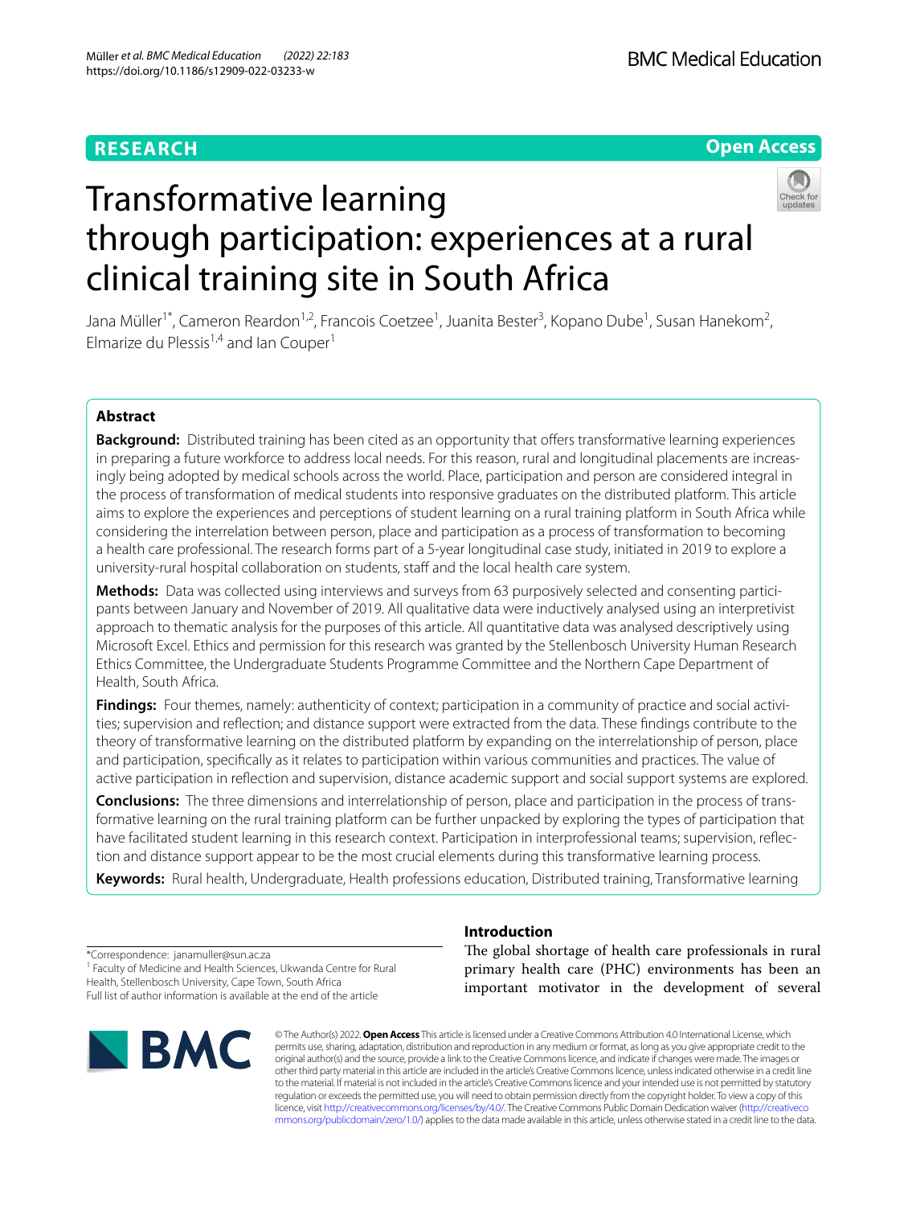RESEARCH

Open Access

# Transformative learning through participation: experiences at a rural clinical training site in South Africa

Jana Müller[1*], Cameron Reardon[1,2], Francois Coetzee[1], Juanita Bester[3], Kopano Dube[1], Susan Hanekom[2], Elmarize du Plessis[1,4] and Ian Couper[1]

## Abstract

**Background:** Distributed training has been cited as an opportunity that offers transformative learning experiences in preparing a future workforce to address local needs. For this reason, rural and longitudinal placements are increasingly being adopted by medical schools across the world. Place, participation and person are considered integral in the process of transformation of medical students into responsive graduates on the distributed platform. This article aims to explore the experiences and perceptions of student learning on a rural training platform in South Africa while considering the interrelation between person, place and participation as a process of transformation to becoming a health care professional. The research forms part of a 5-year longitudinal case study, initiated in 2019 to explore a university-rural hospital collaboration on students, staff and the local health care system.

**Methods:** Data was collected using interviews and surveys from 63 purposively selected and consenting participants between January and November of 2019. All qualitative data were inductively analysed using an interpretivist approach to thematic analysis for the purposes of this article. All quantitative data was analysed descriptively using Microsoft Excel. Ethics and permission for this research was granted by the Stellenbosch University Human Research Ethics Committee, the Undergraduate Students Programme Committee and the Northern Cape Department of Health, South Africa.

**Findings:** Four themes, namely: authenticity of context; participation in a community of practice and social activities; supervision and reflection; and distance support were extracted from the data. These findings contribute to the theory of transformative learning on the distributed platform by expanding on the interrelationship of person, place and participation, specifically as it relates to participation within various communities and practices. The value of active participation in reflection and supervision, distance academic support and social support systems are explored.

**Conclusions:** The three dimensions and interrelationship of person, place and participation in the process of transformative learning on the rural training platform can be further unpacked by exploring the types of participation that have facilitated student learning in this research context. Participation in interprofessional teams; supervision, reflection and distance support appear to be the most crucial elements during this transformative learning process.

**Keywords:** Rural health, Undergraduate, Health professions education, Distributed training, Transformative learning

*Correspondence: janamuller@sun.ac.za

[1] Faculty of Medicine and Health Sciences, Ukwanda Centre for Rural Health, Stellenbosch University, Cape Town, South Africa

Full list of author information is available at the end of the article

## Introduction

The global shortage of health care professionals in rural primary health care (PHC) environments has been an important motivator in the development of several

© The Author(s) 2022. **Open Access** This article is licensed under a Creative Commons Attribution 4.0 International License, which permits use, sharing, adaptation, distribution and reproduction in any medium or format, as long as you give appropriate credit to the original author(s) and the source, provide a link to the Creative Commons licence, and indicate if changes were made. The images or other third party material in this article are included in the article's Creative Commons licence, unless indicated otherwise in a credit line to the material. If material is not included in the article's Creative Commons licence and your intended use is not permitted by statutory regulation or exceeds the permitted use, you will need to obtain permission directly from the copyright holder. To view a copy of this licence, visit http://creativecommons.org/licenses/by/4.0/. The Creative Commons Public Domain Dedication waiver (http://creativecommons.org/publicdomain/zero/1.0/) applies to the data made available in this article, unless otherwise stated in a credit line to the data.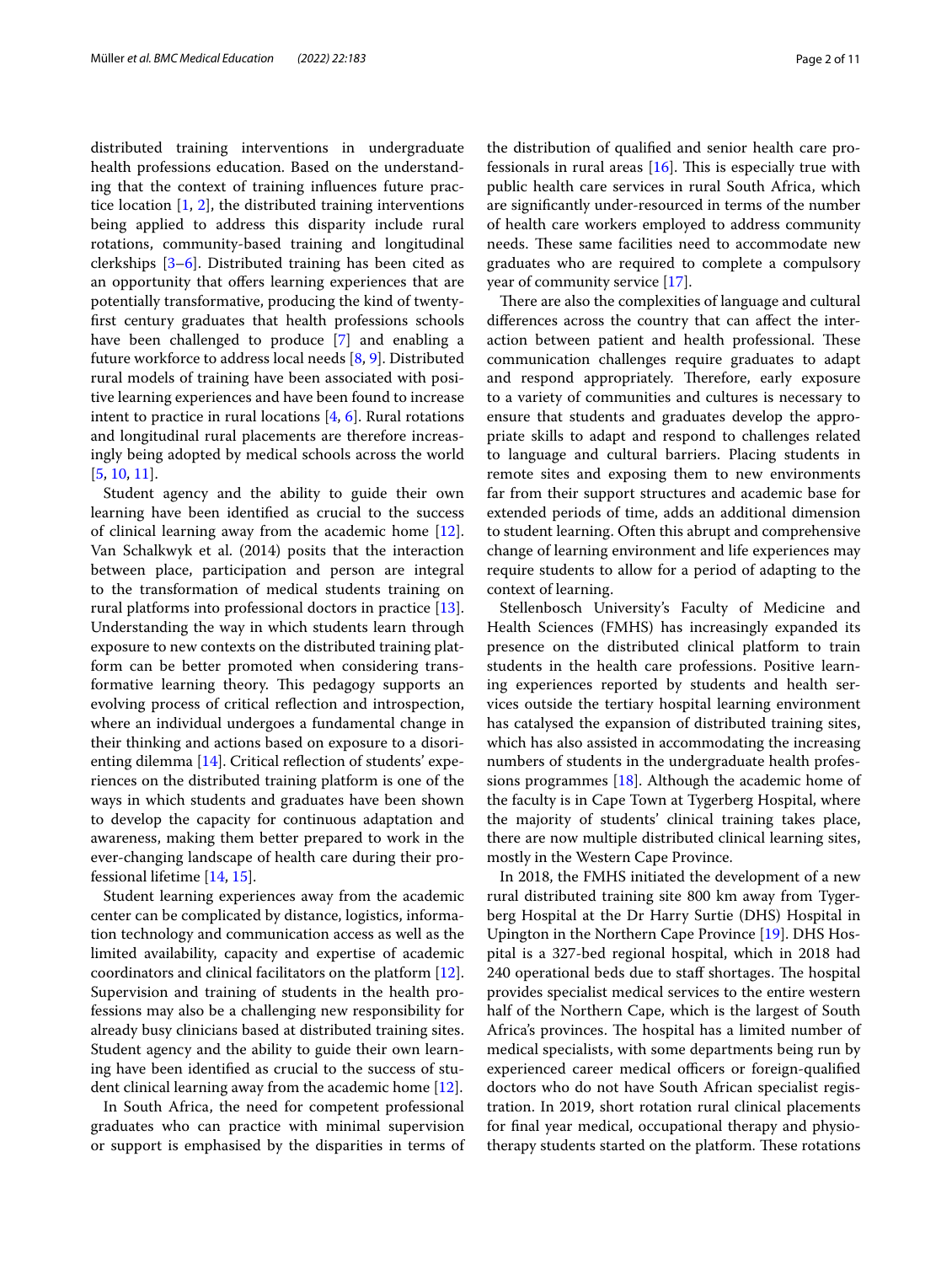distributed training interventions in undergraduate health professions education. Based on the understanding that the context of training influences future practice location [1, 2], the distributed training interventions being applied to address this disparity include rural rotations, community-based training and longitudinal clerkships [3–6]. Distributed training has been cited as an opportunity that offers learning experiences that are potentially transformative, producing the kind of twenty-first century graduates that health professions schools have been challenged to produce [7] and enabling a future workforce to address local needs [8, 9]. Distributed rural models of training have been associated with positive learning experiences and have been found to increase intent to practice in rural locations [4, 6]. Rural rotations and longitudinal rural placements are therefore increasingly being adopted by medical schools across the world [5, 10, 11].

Student agency and the ability to guide their own learning have been identified as crucial to the success of clinical learning away from the academic home [12]. Van Schalkwyk et al. (2014) posits that the interaction between place, participation and person are integral to the transformation of medical students training on rural platforms into professional doctors in practice [13]. Understanding the way in which students learn through exposure to new contexts on the distributed training platform can be better promoted when considering transformative learning theory. This pedagogy supports an evolving process of critical reflection and introspection, where an individual undergoes a fundamental change in their thinking and actions based on exposure to a disorienting dilemma [14]. Critical reflection of students' experiences on the distributed training platform is one of the ways in which students and graduates have been shown to develop the capacity for continuous adaptation and awareness, making them better prepared to work in the ever-changing landscape of health care during their professional lifetime [14, 15].

Student learning experiences away from the academic center can be complicated by distance, logistics, information technology and communication access as well as the limited availability, capacity and expertise of academic coordinators and clinical facilitators on the platform [12]. Supervision and training of students in the health professions may also be a challenging new responsibility for already busy clinicians based at distributed training sites. Student agency and the ability to guide their own learning have been identified as crucial to the success of student clinical learning away from the academic home [12].

In South Africa, the need for competent professional graduates who can practice with minimal supervision or support is emphasised by the disparities in terms of the distribution of qualified and senior health care professionals in rural areas [16]. This is especially true with public health care services in rural South Africa, which are significantly under-resourced in terms of the number of health care workers employed to address community needs. These same facilities need to accommodate new graduates who are required to complete a compulsory year of community service [17].

There are also the complexities of language and cultural differences across the country that can affect the interaction between patient and health professional. These communication challenges require graduates to adapt and respond appropriately. Therefore, early exposure to a variety of communities and cultures is necessary to ensure that students and graduates develop the appropriate skills to adapt and respond to challenges related to language and cultural barriers. Placing students in remote sites and exposing them to new environments far from their support structures and academic base for extended periods of time, adds an additional dimension to student learning. Often this abrupt and comprehensive change of learning environment and life experiences may require students to allow for a period of adapting to the context of learning.

Stellenbosch University's Faculty of Medicine and Health Sciences (FMHS) has increasingly expanded its presence on the distributed clinical platform to train students in the health care professions. Positive learning experiences reported by students and health services outside the tertiary hospital learning environment has catalysed the expansion of distributed training sites, which has also assisted in accommodating the increasing numbers of students in the undergraduate health professions programmes [18]. Although the academic home of the faculty is in Cape Town at Tygerberg Hospital, where the majority of students' clinical training takes place, there are now multiple distributed clinical learning sites, mostly in the Western Cape Province.

In 2018, the FMHS initiated the development of a new rural distributed training site 800 km away from Tygerberg Hospital at the Dr Harry Surtie (DHS) Hospital in Upington in the Northern Cape Province [19]. DHS Hospital is a 327-bed regional hospital, which in 2018 had 240 operational beds due to staff shortages. The hospital provides specialist medical services to the entire western half of the Northern Cape, which is the largest of South Africa's provinces. The hospital has a limited number of medical specialists, with some departments being run by experienced career medical officers or foreign-qualified doctors who do not have South African specialist registration. In 2019, short rotation rural clinical placements for final year medical, occupational therapy and physiotherapy students started on the platform. These rotations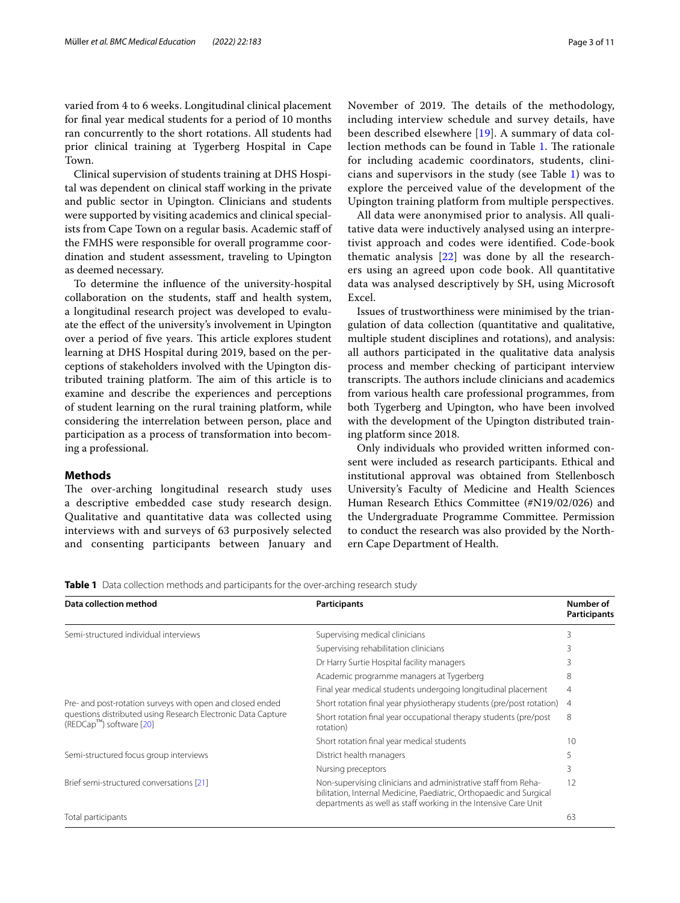varied from 4 to 6 weeks. Longitudinal clinical placement for final year medical students for a period of 10 months ran concurrently to the short rotations. All students had prior clinical training at Tygerberg Hospital in Cape Town.

Clinical supervision of students training at DHS Hospital was dependent on clinical staff working in the private and public sector in Upington. Clinicians and students were supported by visiting academics and clinical specialists from Cape Town on a regular basis. Academic staff of the FMHS were responsible for overall programme coordination and student assessment, traveling to Upington as deemed necessary.

To determine the influence of the university-hospital collaboration on the students, staff and health system, a longitudinal research project was developed to evaluate the effect of the university's involvement in Upington over a period of five years. This article explores student learning at DHS Hospital during 2019, based on the perceptions of stakeholders involved with the Upington distributed training platform. The aim of this article is to examine and describe the experiences and perceptions of student learning on the rural training platform, while considering the interrelation between person, place and participation as a process of transformation into becoming a professional.

## Methods

The over-arching longitudinal research study uses a descriptive embedded case study research design. Qualitative and quantitative data was collected using interviews with and surveys of 63 purposively selected and consenting participants between January and November of 2019. The details of the methodology, including interview schedule and survey details, have been described elsewhere [19]. A summary of data collection methods can be found in Table 1. The rationale for including academic coordinators, students, clinicians and supervisors in the study (see Table 1) was to explore the perceived value of the development of the Upington training platform from multiple perspectives.

All data were anonymised prior to analysis. All qualitative data were inductively analysed using an interpretivist approach and codes were identified. Code-book thematic analysis [22] was done by all the researchers using an agreed upon code book. All quantitative data was analysed descriptively by SH, using Microsoft Excel.

Issues of trustworthiness were minimised by the triangulation of data collection (quantitative and qualitative, multiple student disciplines and rotations), and analysis: all authors participated in the qualitative data analysis process and member checking of participant interview transcripts. The authors include clinicians and academics from various health care professional programmes, from both Tygerberg and Upington, who have been involved with the development of the Upington distributed training platform since 2018.

Only individuals who provided written informed consent were included as research participants. Ethical and institutional approval was obtained from Stellenbosch University's Faculty of Medicine and Health Sciences Human Research Ethics Committee (#N19/02/026) and the Undergraduate Programme Committee. Permission to conduct the research was also provided by the Northern Cape Department of Health.

**Table 1** Data collection methods and participants for the over-arching research study

| Data collection method | Participants | Number of Participants |
|---|---|---|
| Semi-structured individual interviews | Supervising medical clinicians | 3 |
| | Supervising rehabilitation clinicians | 3 |
| | Dr Harry Surtie Hospital facility managers | 3 |
| | Academic programme managers at Tygerberg | 8 |
| | Final year medical students undergoing longitudinal placement | 4 |
| Pre- and post-rotation surveys with open and closed ended questions distributed using Research Electronic Data Capture (REDCap™) software [20] | Short rotation final year physiotherapy students (pre/post rotation) | 4 |
| | Short rotation final year occupational therapy students (pre/post rotation) | 8 |
| | Short rotation final year medical students | 10 |
| Semi-structured focus group interviews | District health managers | 5 |
| | Nursing preceptors | 3 |
| Brief semi-structured conversations [21] | Non-supervising clinicians and administrative staff from Rehabilitation, Internal Medicine, Paediatric, Orthopaedic and Surgical departments as well as staff working in the Intensive Care Unit | 12 |
| Total participants | | 63 |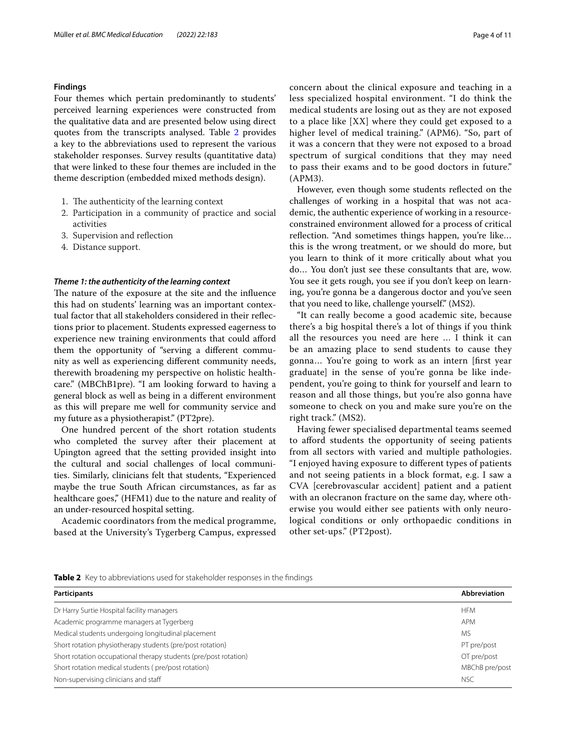## Findings

Four themes which pertain predominantly to students' perceived learning experiences were constructed from the qualitative data and are presented below using direct quotes from the transcripts analysed. Table 2 provides a key to the abbreviations used to represent the various stakeholder responses. Survey results (quantitative data) that were linked to these four themes are included in the theme description (embedded mixed methods design).

1. The authenticity of the learning context
2. Participation in a community of practice and social activities
3. Supervision and reflection
4. Distance support.

### *Theme 1: the authenticity of the learning context*

The nature of the exposure at the site and the influence this had on students' learning was an important contextual factor that all stakeholders considered in their reflections prior to placement. Students expressed eagerness to experience new training environments that could afford them the opportunity of "serving a different community as well as experiencing different community needs, therewith broadening my perspective on holistic healthcare." (MBChB1pre). "I am looking forward to having a general block as well as being in a different environment as this will prepare me well for community service and my future as a physiotherapist." (PT2pre).

One hundred percent of the short rotation students who completed the survey after their placement at Upington agreed that the setting provided insight into the cultural and social challenges of local communities. Similarly, clinicians felt that students, "Experienced maybe the true South African circumstances, as far as healthcare goes," (HFM1) due to the nature and reality of an under-resourced hospital setting.

Academic coordinators from the medical programme, based at the University's Tygerberg Campus, expressed concern about the clinical exposure and teaching in a less specialized hospital environment. "I do think the medical students are losing out as they are not exposed to a place like [XX] where they could get exposed to a higher level of medical training." (APM6). "So, part of it was a concern that they were not exposed to a broad spectrum of surgical conditions that they may need to pass their exams and to be good doctors in future." (APM3).

However, even though some students reflected on the challenges of working in a hospital that was not academic, the authentic experience of working in a resource-constrained environment allowed for a process of critical reflection. "And sometimes things happen, you're like… this is the wrong treatment, or we should do more, but you learn to think of it more critically about what you do… You don't just see these consultants that are, wow. You see it gets rough, you see if you don't keep on learning, you're gonna be a dangerous doctor and you've seen that you need to like, challenge yourself." (MS2).

"It can really become a good academic site, because there's a big hospital there's a lot of things if you think all the resources you need are here … I think it can be an amazing place to send students to cause they gonna… You're going to work as an intern [first year graduate] in the sense of you're gonna be like independent, you're going to think for yourself and learn to reason and all those things, but you're also gonna have someone to check on you and make sure you're on the right track." (MS2).

Having fewer specialised departmental teams seemed to afford students the opportunity of seeing patients from all sectors with varied and multiple pathologies. "I enjoyed having exposure to different types of patients and not seeing patients in a block format, e.g. I saw a CVA [cerebrovascular accident] patient and a patient with an olecranon fracture on the same day, where otherwise you would either see patients with only neurological conditions or only orthopaedic conditions in other set-ups." (PT2post).

**Table 2** Key to abbreviations used for stakeholder responses in the findings

| Participants | Abbreviation |
|---|---|
| Dr Harry Surtie Hospital facility managers | HFM |
| Academic programme managers at Tygerberg | APM |
| Medical students undergoing longitudinal placement | MS |
| Short rotation physiotherapy students (pre/post rotation) | PT pre/post |
| Short rotation occupational therapy students (pre/post rotation) | OT pre/post |
| Short rotation medical students ( pre/post rotation) | MBChB pre/post |
| Non-supervising clinicians and staff | NSC |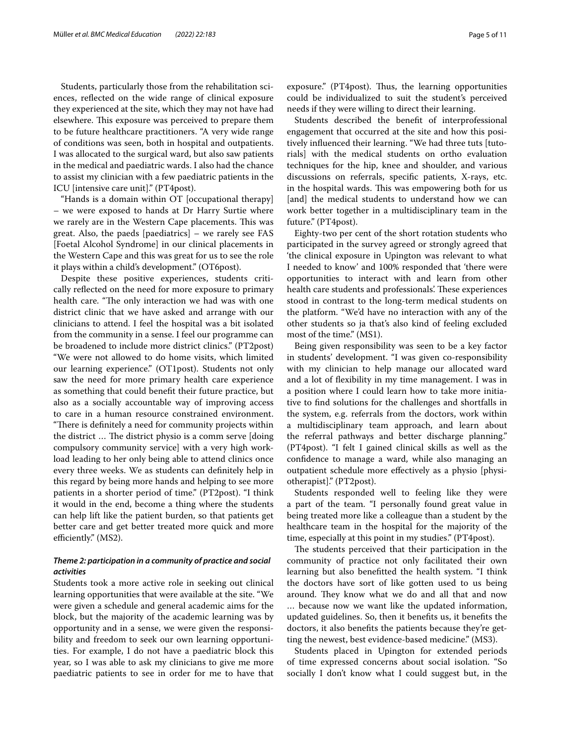Students, particularly those from the rehabilitation sciences, reflected on the wide range of clinical exposure they experienced at the site, which they may not have had elsewhere. This exposure was perceived to prepare them to be future healthcare practitioners. "A very wide range of conditions was seen, both in hospital and outpatients. I was allocated to the surgical ward, but also saw patients in the medical and paediatric wards. I also had the chance to assist my clinician with a few paediatric patients in the ICU [intensive care unit]." (PT4post).

"Hands is a domain within OT [occupational therapy] – we were exposed to hands at Dr Harry Surtie where we rarely are in the Western Cape placements. This was great. Also, the paeds [paediatrics] – we rarely see FAS [Foetal Alcohol Syndrome] in our clinical placements in the Western Cape and this was great for us to see the role it plays within a child's development." (OT6post).

Despite these positive experiences, students critically reflected on the need for more exposure to primary health care. "The only interaction we had was with one district clinic that we have asked and arrange with our clinicians to attend. I feel the hospital was a bit isolated from the community in a sense. I feel our programme can be broadened to include more district clinics." (PT2post) "We were not allowed to do home visits, which limited our learning experience." (OT1post). Students not only saw the need for more primary health care experience as something that could benefit their future practice, but also as a socially accountable way of improving access to care in a human resource constrained environment. "There is definitely a need for community projects within the district … The district physio is a comm serve [doing compulsory community service] with a very high workload leading to her only being able to attend clinics once every three weeks. We as students can definitely help in this regard by being more hands and helping to see more patients in a shorter period of time." (PT2post). "I think it would in the end, become a thing where the students can help lift like the patient burden, so that patients get better care and get better treated more quick and more efficiently." (MS2).

### *Theme 2: participation in a community of practice and social activities*

Students took a more active role in seeking out clinical learning opportunities that were available at the site. "We were given a schedule and general academic aims for the block, but the majority of the academic learning was by opportunity and in a sense, we were given the responsibility and freedom to seek our own learning opportunities. For example, I do not have a paediatric block this year, so I was able to ask my clinicians to give me more paediatric patients to see in order for me to have that exposure." (PT4post). Thus, the learning opportunities could be individualized to suit the student's perceived needs if they were willing to direct their learning.

Students described the benefit of interprofessional engagement that occurred at the site and how this positively influenced their learning. "We had three tuts [tutorials] with the medical students on ortho evaluation techniques for the hip, knee and shoulder, and various discussions on referrals, specific patients, X-rays, etc. in the hospital wards. This was empowering both for us [and] the medical students to understand how we can work better together in a multidisciplinary team in the future." (PT4post).

Eighty-two per cent of the short rotation students who participated in the survey agreed or strongly agreed that 'the clinical exposure in Upington was relevant to what I needed to know' and 100% responded that 'there were opportunities to interact with and learn from other health care students and professionals'. These experiences stood in contrast to the long-term medical students on the platform. "We'd have no interaction with any of the other students so ja that's also kind of feeling excluded most of the time." (MS1).

Being given responsibility was seen to be a key factor in students' development. "I was given co-responsibility with my clinician to help manage our allocated ward and a lot of flexibility in my time management. I was in a position where I could learn how to take more initiative to find solutions for the challenges and shortfalls in the system, e.g. referrals from the doctors, work within a multidisciplinary team approach, and learn about the referral pathways and better discharge planning." (PT4post). "I felt I gained clinical skills as well as the confidence to manage a ward, while also managing an outpatient schedule more effectively as a physio [physiotherapist]." (PT2post).

Students responded well to feeling like they were a part of the team. "I personally found great value in being treated more like a colleague than a student by the healthcare team in the hospital for the majority of the time, especially at this point in my studies." (PT4post).

The students perceived that their participation in the community of practice not only facilitated their own learning but also benefitted the health system. "I think the doctors have sort of like gotten used to us being around. They know what we do and all that and now … because now we want like the updated information, updated guidelines. So, then it benefits us, it benefits the doctors, it also benefits the patients because they're getting the newest, best evidence-based medicine." (MS3).

Students placed in Upington for extended periods of time expressed concerns about social isolation. "So socially I don't know what I could suggest but, in the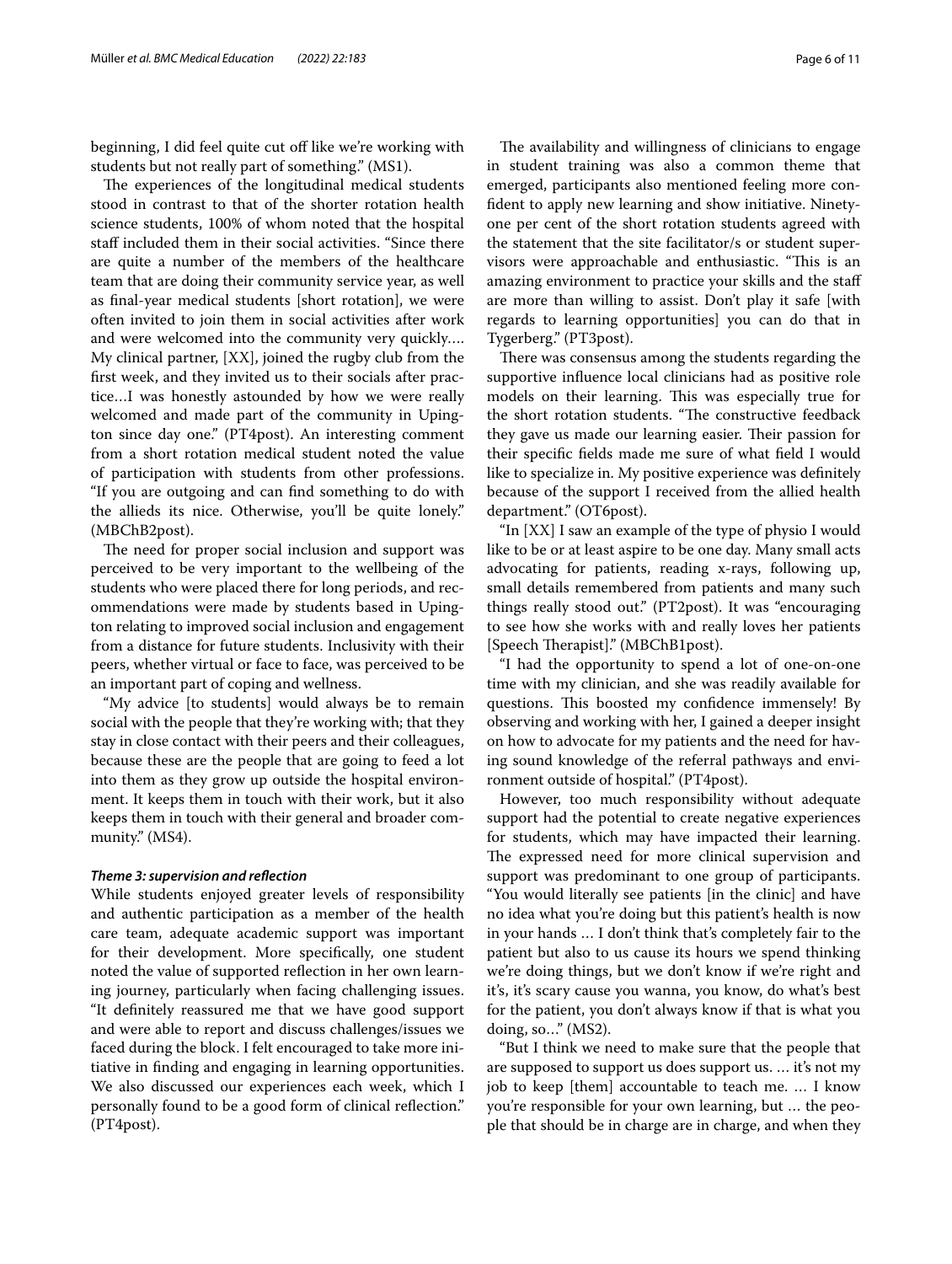beginning, I did feel quite cut off like we're working with students but not really part of something." (MS1).

The experiences of the longitudinal medical students stood in contrast to that of the shorter rotation health science students, 100% of whom noted that the hospital staff included them in their social activities. "Since there are quite a number of the members of the healthcare team that are doing their community service year, as well as final-year medical students [short rotation], we were often invited to join them in social activities after work and were welcomed into the community very quickly.... My clinical partner, [XX], joined the rugby club from the first week, and they invited us to their socials after practice…I was honestly astounded by how we were really welcomed and made part of the community in Upington since day one." (PT4post). An interesting comment from a short rotation medical student noted the value of participation with students from other professions. "If you are outgoing and can find something to do with the allieds its nice. Otherwise, you'll be quite lonely." (MBChB2post).

The need for proper social inclusion and support was perceived to be very important to the wellbeing of the students who were placed there for long periods, and recommendations were made by students based in Upington relating to improved social inclusion and engagement from a distance for future students. Inclusivity with their peers, whether virtual or face to face, was perceived to be an important part of coping and wellness.

"My advice [to students] would always be to remain social with the people that they're working with; that they stay in close contact with their peers and their colleagues, because these are the people that are going to feed a lot into them as they grow up outside the hospital environment. It keeps them in touch with their work, but it also keeps them in touch with their general and broader community." (MS4).

#### *Theme 3: supervision and reflection*

While students enjoyed greater levels of responsibility and authentic participation as a member of the health care team, adequate academic support was important for their development. More specifically, one student noted the value of supported reflection in her own learning journey, particularly when facing challenging issues. "It definitely reassured me that we have good support and were able to report and discuss challenges/issues we faced during the block. I felt encouraged to take more initiative in finding and engaging in learning opportunities. We also discussed our experiences each week, which I personally found to be a good form of clinical reflection." (PT4post).

The availability and willingness of clinicians to engage in student training was also a common theme that emerged, participants also mentioned feeling more confident to apply new learning and show initiative. Ninety-one per cent of the short rotation students agreed with the statement that the site facilitator/s or student supervisors were approachable and enthusiastic. "This is an amazing environment to practice your skills and the staff are more than willing to assist. Don't play it safe [with regards to learning opportunities] you can do that in Tygerberg." (PT3post).

There was consensus among the students regarding the supportive influence local clinicians had as positive role models on their learning. This was especially true for the short rotation students. "The constructive feedback they gave us made our learning easier. Their passion for their specific fields made me sure of what field I would like to specialize in. My positive experience was definitely because of the support I received from the allied health department." (OT6post).

"In [XX] I saw an example of the type of physio I would like to be or at least aspire to be one day. Many small acts advocating for patients, reading x-rays, following up, small details remembered from patients and many such things really stood out." (PT2post). It was "encouraging to see how she works with and really loves her patients [Speech Therapist]." (MBChB1post).

"I had the opportunity to spend a lot of one-on-one time with my clinician, and she was readily available for questions. This boosted my confidence immensely! By observing and working with her, I gained a deeper insight on how to advocate for my patients and the need for having sound knowledge of the referral pathways and environment outside of hospital." (PT4post).

However, too much responsibility without adequate support had the potential to create negative experiences for students, which may have impacted their learning. The expressed need for more clinical supervision and support was predominant to one group of participants. "You would literally see patients [in the clinic] and have no idea what you're doing but this patient's health is now in your hands … I don't think that's completely fair to the patient but also to us cause its hours we spend thinking we're doing things, but we don't know if we're right and it's, it's scary cause you wanna, you know, do what's best for the patient, you don't always know if that is what you doing, so…" (MS2).

"But I think we need to make sure that the people that are supposed to support us does support us. … it's not my job to keep [them] accountable to teach me. … I know you're responsible for your own learning, but … the people that should be in charge are in charge, and when they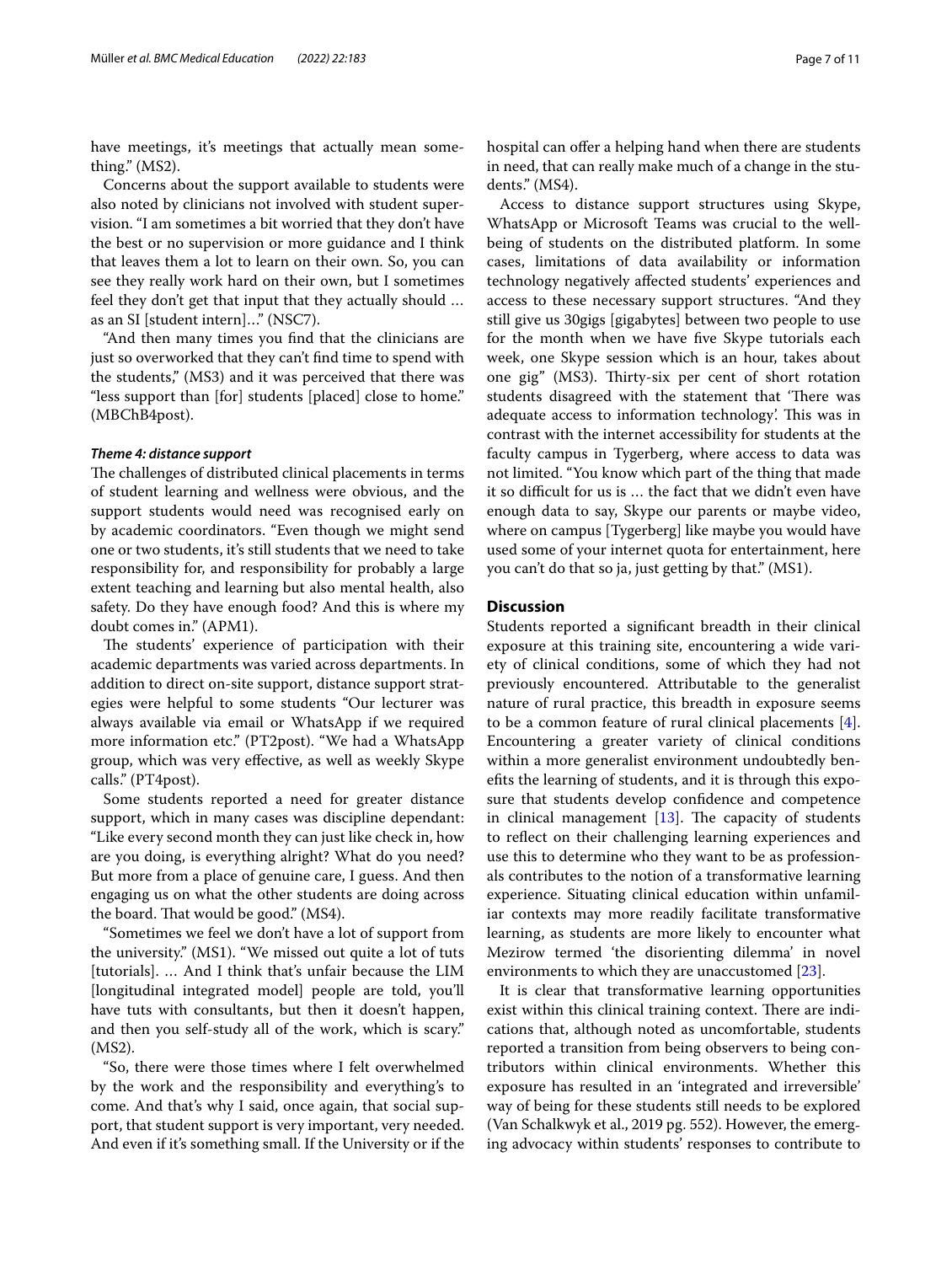have meetings, it's meetings that actually mean something." (MS2).

Concerns about the support available to students were also noted by clinicians not involved with student supervision. "I am sometimes a bit worried that they don't have the best or no supervision or more guidance and I think that leaves them a lot to learn on their own. So, you can see they really work hard on their own, but I sometimes feel they don't get that input that they actually should … as an SI [student intern]…" (NSC7).

"And then many times you find that the clinicians are just so overworked that they can't find time to spend with the students," (MS3) and it was perceived that there was "less support than [for] students [placed] close to home." (MBChB4post).

#### *Theme 4: distance support*

The challenges of distributed clinical placements in terms of student learning and wellness were obvious, and the support students would need was recognised early on by academic coordinators. "Even though we might send one or two students, it's still students that we need to take responsibility for, and responsibility for probably a large extent teaching and learning but also mental health, also safety. Do they have enough food? And this is where my doubt comes in." (APM1).

The students' experience of participation with their academic departments was varied across departments. In addition to direct on-site support, distance support strategies were helpful to some students "Our lecturer was always available via email or WhatsApp if we required more information etc." (PT2post). "We had a WhatsApp group, which was very effective, as well as weekly Skype calls." (PT4post).

Some students reported a need for greater distance support, which in many cases was discipline dependant: "Like every second month they can just like check in, how are you doing, is everything alright? What do you need? But more from a place of genuine care, I guess. And then engaging us on what the other students are doing across the board. That would be good." (MS4).

"Sometimes we feel we don't have a lot of support from the university." (MS1). "We missed out quite a lot of tuts [tutorials]. … And I think that's unfair because the LIM [longitudinal integrated model] people are told, you'll have tuts with consultants, but then it doesn't happen, and then you self-study all of the work, which is scary." (MS2).

"So, there were those times where I felt overwhelmed by the work and the responsibility and everything's to come. And that's why I said, once again, that social support, that student support is very important, very needed. And even if it's something small. If the University or if the hospital can offer a helping hand when there are students in need, that can really make much of a change in the students." (MS4).

Access to distance support structures using Skype, WhatsApp or Microsoft Teams was crucial to the wellbeing of students on the distributed platform. In some cases, limitations of data availability or information technology negatively affected students' experiences and access to these necessary support structures. "And they still give us 30gigs [gigabytes] between two people to use for the month when we have five Skype tutorials each week, one Skype session which is an hour, takes about one gig" (MS3). Thirty-six per cent of short rotation students disagreed with the statement that 'There was adequate access to information technology'. This was in contrast with the internet accessibility for students at the faculty campus in Tygerberg, where access to data was not limited. "You know which part of the thing that made it so difficult for us is … the fact that we didn't even have enough data to say, Skype our parents or maybe video, where on campus [Tygerberg] like maybe you would have used some of your internet quota for entertainment, here you can't do that so ja, just getting by that." (MS1).

## Discussion

Students reported a significant breadth in their clinical exposure at this training site, encountering a wide variety of clinical conditions, some of which they had not previously encountered. Attributable to the generalist nature of rural practice, this breadth in exposure seems to be a common feature of rural clinical placements [4]. Encountering a greater variety of clinical conditions within a more generalist environment undoubtedly benefits the learning of students, and it is through this exposure that students develop confidence and competence in clinical management [13]. The capacity of students to reflect on their challenging learning experiences and use this to determine who they want to be as professionals contributes to the notion of a transformative learning experience. Situating clinical education within unfamiliar contexts may more readily facilitate transformative learning, as students are more likely to encounter what Mezirow termed 'the disorienting dilemma' in novel environments to which they are unaccustomed [23].

It is clear that transformative learning opportunities exist within this clinical training context. There are indications that, although noted as uncomfortable, students reported a transition from being observers to being contributors within clinical environments. Whether this exposure has resulted in an 'integrated and irreversible' way of being for these students still needs to be explored (Van Schalkwyk et al., 2019 pg. 552). However, the emerging advocacy within students' responses to contribute to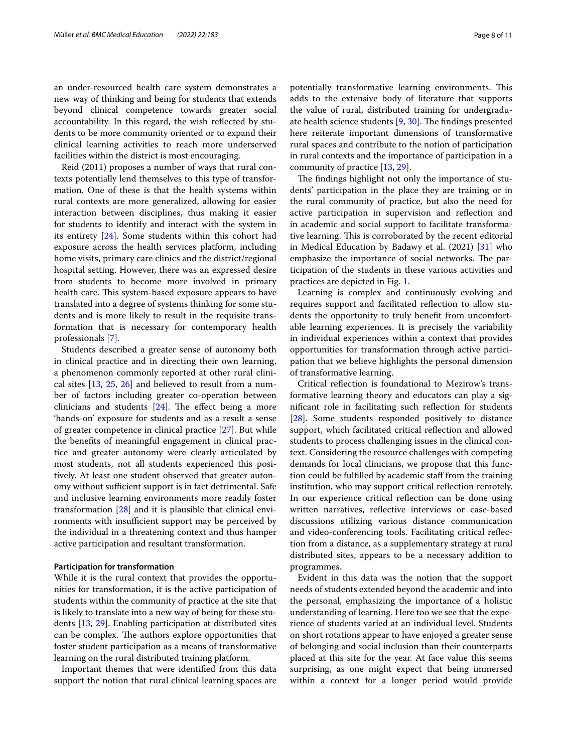an under-resourced health care system demonstrates a new way of thinking and being for students that extends beyond clinical competence towards greater social accountability. In this regard, the wish reflected by students to be more community oriented or to expand their clinical learning activities to reach more underserved facilities within the district is most encouraging.

Reid (2011) proposes a number of ways that rural contexts potentially lend themselves to this type of transformation. One of these is that the health systems within rural contexts are more generalized, allowing for easier interaction between disciplines, thus making it easier for students to identify and interact with the system in its entirety [24]. Some students within this cohort had exposure across the health services platform, including home visits, primary care clinics and the district/regional hospital setting. However, there was an expressed desire from students to become more involved in primary health care. This system-based exposure appears to have translated into a degree of systems thinking for some students and is more likely to result in the requisite transformation that is necessary for contemporary health professionals [7].

Students described a greater sense of autonomy both in clinical practice and in directing their own learning, a phenomenon commonly reported at other rural clinical sites [13, 25, 26] and believed to result from a number of factors including greater co-operation between clinicians and students [24]. The effect being a more 'hands-on' exposure for students and as a result a sense of greater competence in clinical practice [27]. But while the benefits of meaningful engagement in clinical practice and greater autonomy were clearly articulated by most students, not all students experienced this positively. At least one student observed that greater autonomy without sufficient support is in fact detrimental. Safe and inclusive learning environments more readily foster transformation [28] and it is plausible that clinical environments with insufficient support may be perceived by the individual in a threatening context and thus hamper active participation and resultant transformation.

#### Participation for transformation

While it is the rural context that provides the opportunities for transformation, it is the active participation of students within the community of practice at the site that is likely to translate into a new way of being for these students [13, 29]. Enabling participation at distributed sites can be complex. The authors explore opportunities that foster student participation as a means of transformative learning on the rural distributed training platform.

Important themes that were identified from this data support the notion that rural clinical learning spaces are potentially transformative learning environments. This adds to the extensive body of literature that supports the value of rural, distributed training for undergraduate health science students [9, 30]. The findings presented here reiterate important dimensions of transformative rural spaces and contribute to the notion of participation in rural contexts and the importance of participation in a community of practice [13, 29].

The findings highlight not only the importance of students' participation in the place they are training or in the rural community of practice, but also the need for active participation in supervision and reflection and in academic and social support to facilitate transformative learning. This is corroborated by the recent editorial in Medical Education by Badawy et al. (2021) [31] who emphasize the importance of social networks. The participation of the students in these various activities and practices are depicted in Fig. 1.

Learning is complex and continuously evolving and requires support and facilitated reflection to allow students the opportunity to truly benefit from uncomfortable learning experiences. It is precisely the variability in individual experiences within a context that provides opportunities for transformation through active participation that we believe highlights the personal dimension of transformative learning.

Critical reflection is foundational to Mezirow's transformative learning theory and educators can play a significant role in facilitating such reflection for students [28]. Some students responded positively to distance support, which facilitated critical reflection and allowed students to process challenging issues in the clinical context. Considering the resource challenges with competing demands for local clinicians, we propose that this function could be fulfilled by academic staff from the training institution, who may support critical reflection remotely. In our experience critical reflection can be done using written narratives, reflective interviews or case-based discussions utilizing various distance communication and video-conferencing tools. Facilitating critical reflection from a distance, as a supplementary strategy at rural distributed sites, appears to be a necessary addition to programmes.

Evident in this data was the notion that the support needs of students extended beyond the academic and into the personal, emphasizing the importance of a holistic understanding of learning. Here too we see that the experience of students varied at an individual level. Students on short rotations appear to have enjoyed a greater sense of belonging and social inclusion than their counterparts placed at this site for the year. At face value this seems surprising, as one might expect that being immersed within a context for a longer period would provide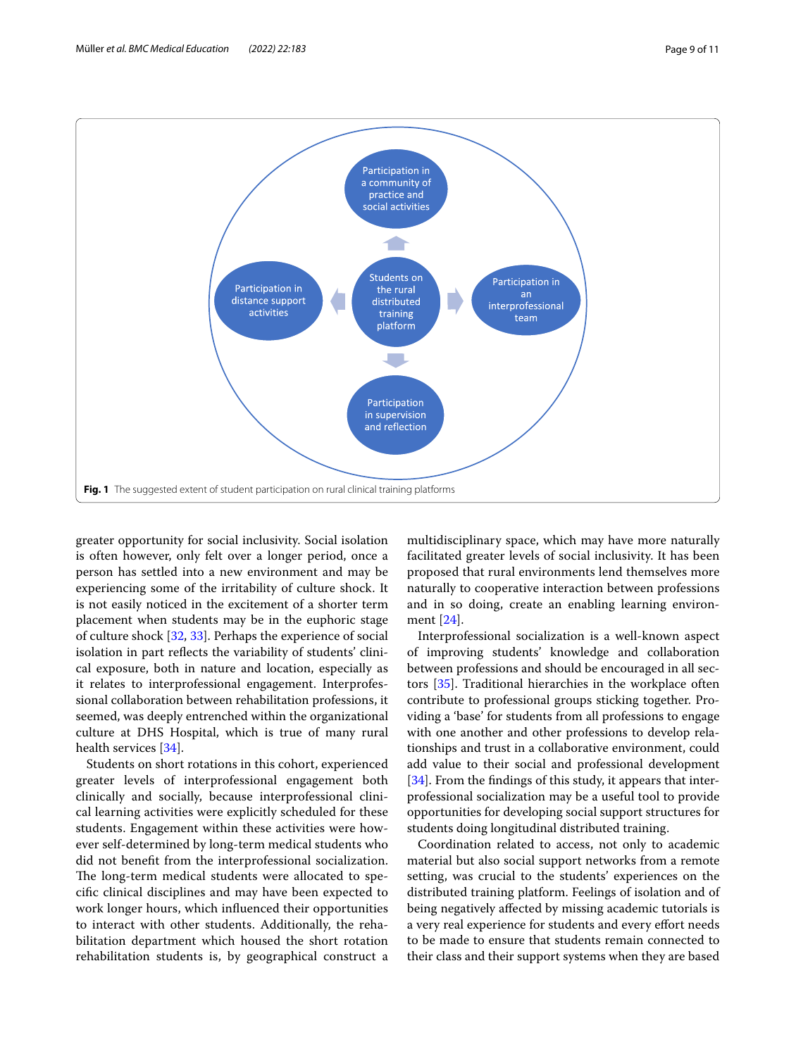**Fig. 1** The suggested extent of student participation on rural clinical training platforms

greater opportunity for social inclusivity. Social isolation is often however, only felt over a longer period, once a person has settled into a new environment and may be experiencing some of the irritability of culture shock. It is not easily noticed in the excitement of a shorter term placement when students may be in the euphoric stage of culture shock [32, 33]. Perhaps the experience of social isolation in part reflects the variability of students' clinical exposure, both in nature and location, especially as it relates to interprofessional engagement. Interprofessional collaboration between rehabilitation professions, it seemed, was deeply entrenched within the organizational culture at DHS Hospital, which is true of many rural health services [34].

Students on short rotations in this cohort, experienced greater levels of interprofessional engagement both clinically and socially, because interprofessional clinical learning activities were explicitly scheduled for these students. Engagement within these activities were however self-determined by long-term medical students who did not benefit from the interprofessional socialization. The long-term medical students were allocated to specific clinical disciplines and may have been expected to work longer hours, which influenced their opportunities to interact with other students. Additionally, the rehabilitation department which housed the short rotation rehabilitation students is, by geographical construct a multidisciplinary space, which may have more naturally facilitated greater levels of social inclusivity. It has been proposed that rural environments lend themselves more naturally to cooperative interaction between professions and in so doing, create an enabling learning environment [24].

Interprofessional socialization is a well-known aspect of improving students' knowledge and collaboration between professions and should be encouraged in all sectors [35]. Traditional hierarchies in the workplace often contribute to professional groups sticking together. Providing a 'base' for students from all professions to engage with one another and other professions to develop relationships and trust in a collaborative environment, could add value to their social and professional development [34]. From the findings of this study, it appears that interprofessional socialization may be a useful tool to provide opportunities for developing social support structures for students doing longitudinal distributed training.

Coordination related to access, not only to academic material but also social support networks from a remote setting, was crucial to the students' experiences on the distributed training platform. Feelings of isolation and of being negatively affected by missing academic tutorials is a very real experience for students and every effort needs to be made to ensure that students remain connected to their class and their support systems when they are based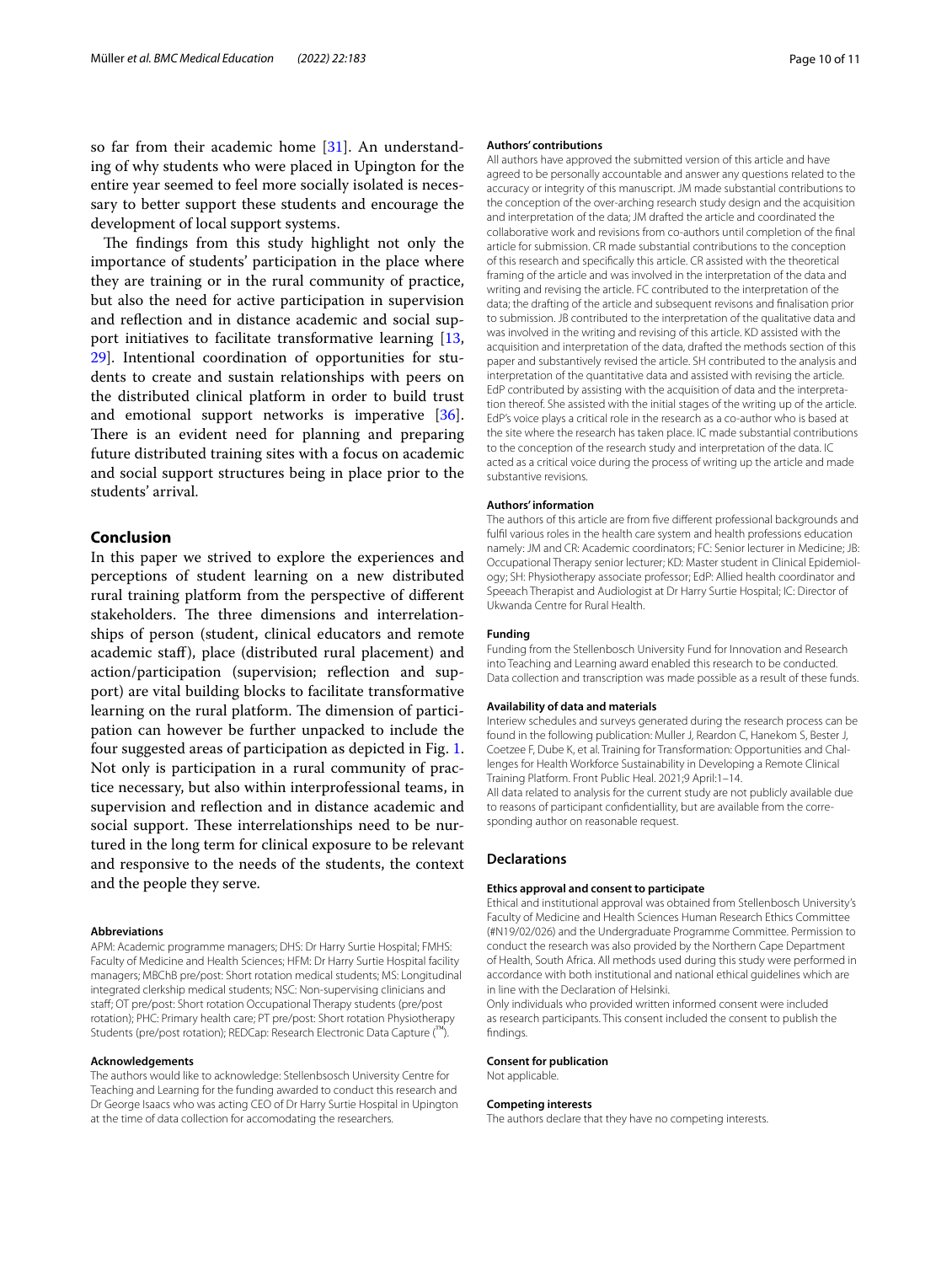so far from their academic home [31]. An understanding of why students who were placed in Upington for the entire year seemed to feel more socially isolated is necessary to better support these students and encourage the development of local support systems.

The findings from this study highlight not only the importance of students' participation in the place where they are training or in the rural community of practice, but also the need for active participation in supervision and reflection and in distance academic and social support initiatives to facilitate transformative learning [13, 29]. Intentional coordination of opportunities for students to create and sustain relationships with peers on the distributed clinical platform in order to build trust and emotional support networks is imperative [36]. There is an evident need for planning and preparing future distributed training sites with a focus on academic and social support structures being in place prior to the students' arrival.

## Conclusion

In this paper we strived to explore the experiences and perceptions of student learning on a new distributed rural training platform from the perspective of different stakeholders. The three dimensions and interrelationships of person (student, clinical educators and remote academic staff), place (distributed rural placement) and action/participation (supervision; reflection and support) are vital building blocks to facilitate transformative learning on the rural platform. The dimension of participation can however be further unpacked to include the four suggested areas of participation as depicted in Fig. 1. Not only is participation in a rural community of practice necessary, but also within interprofessional teams, in supervision and reflection and in distance academic and social support. These interrelationships need to be nurtured in the long term for clinical exposure to be relevant and responsive to the needs of the students, the context and the people they serve.

#### Abbreviations

APM: Academic programme managers; DHS: Dr Harry Surtie Hospital; FMHS: Faculty of Medicine and Health Sciences; HFM: Dr Harry Surtie Hospital facility managers; MBChB pre/post: Short rotation medical students; MS: Longitudinal integrated clerkship medical students; NSC: Non-supervising clinicians and staff; OT pre/post: Short rotation Occupational Therapy students (pre/post rotation); PHC: Primary health care; PT pre/post: Short rotation Physiotherapy Students (pre/post rotation); REDCap: Research Electronic Data Capture (™).

#### Acknowledgements

The authors would like to acknowledge: Stellenbsosch University Centre for Teaching and Learning for the funding awarded to conduct this research and Dr George Isaacs who was acting CEO of Dr Harry Surtie Hospital in Upington at the time of data collection for accomodating the researchers.

#### Authors' contributions

All authors have approved the submitted version of this article and have agreed to be personally accountable and answer any questions related to the accuracy or integrity of this manuscript. JM made substantial contributions to the conception of the over-arching research study design and the acquisition and interpretation of the data; JM drafted the article and coordinated the collaborative work and revisions from co-authors until completion of the final article for submission. CR made substantial contributions to the conception of this research and specifically this article. CR assisted with the theoretical framing of the article and was involved in the interpretation of the data and writing and revising the article. FC contributed to the interpretation of the data; the drafting of the article and subsequent revisons and finalisation prior to submission. JB contributed to the interpretation of the qualitative data and was involved in the writing and revising of this article. KD assisted with the acquisition and interpretation of the data, drafted the methods section of this paper and substantively revised the article. SH contributed to the analysis and interpretation of the quantitative data and assisted with revising the article. EdP contributed by assisting with the acquisition of data and the interpretation thereof. She assisted with the initial stages of the writing up of the article. EdP's voice plays a critical role in the research as a co-author who is based at the site where the research has taken place. IC made substantial contributions to the conception of the research study and interpretation of the data. IC acted as a critical voice during the process of writing up the article and made substantive revisions.

#### Authors' information

The authors of this article are from five different professional backgrounds and fulfil various roles in the health care system and health professions education namely: JM and CR: Academic coordinators; FC: Senior lecturer in Medicine; JB: Occupational Therapy senior lecturer; KD: Master student in Clinical Epidemiology; SH: Physiotherapy associate professor; EdP: Allied health coordinator and Speeach Therapist and Audiologist at Dr Harry Surtie Hospital; IC: Director of Ukwanda Centre for Rural Health.

#### Funding

Funding from the Stellenbosch University Fund for Innovation and Research into Teaching and Learning award enabled this research to be conducted. Data collection and transcription was made possible as a result of these funds.

#### Availability of data and materials

Interview schedules and surveys generated during the research process can be found in the following publication: Muller J, Reardon C, Hanekom S, Bester J, Coetzee F, Dube K, et al. Training for Transformation: Opportunities and Challenges for Health Workforce Sustainability in Developing a Remote Clinical Training Platform. Front Public Heal. 2021;9 April:1–14.

All data related to analysis for the current study are not publicly available due to reasons of participant confidentiallity, but are available from the corresponding author on reasonable request.

### Declarations

#### Ethics approval and consent to participate

Ethical and institutional approval was obtained from Stellenbosch University's Faculty of Medicine and Health Sciences Human Research Ethics Committee (#N19/02/026) and the Undergraduate Programme Committee. Permission to conduct the research was also provided by the Northern Cape Department of Health, South Africa. All methods used during this study were performed in accordance with both institutional and national ethical guidelines which are in line with the Declaration of Helsinki.

Only individuals who provided written informed consent were included as research participants. This consent included the consent to publish the findings.

#### Consent for publication

Not applicable.

#### Competing interests

The authors declare that they have no competing interests.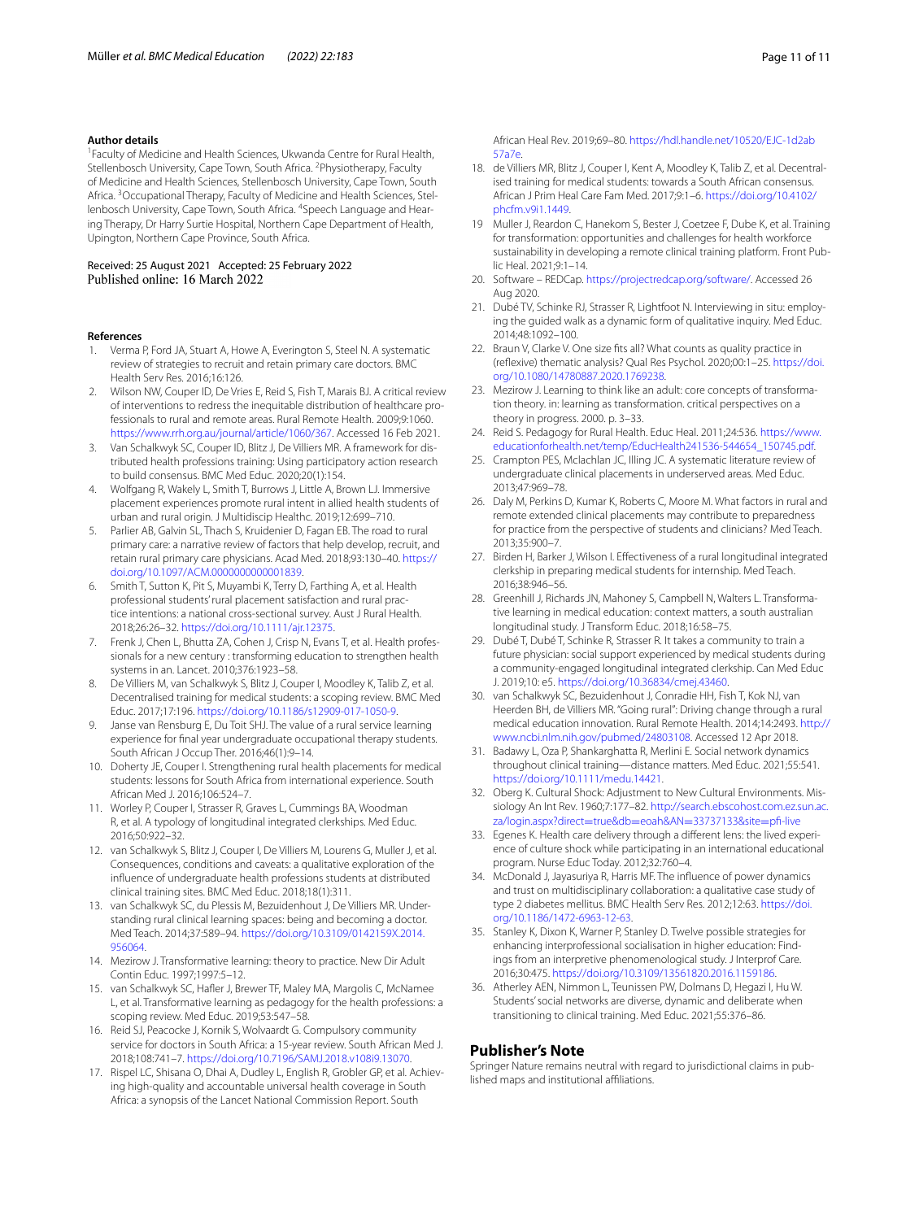## Author details

[1]Faculty of Medicine and Health Sciences, Ukwanda Centre for Rural Health, Stellenbosch University, Cape Town, South Africa. [2]Physiotherapy, Faculty of Medicine and Health Sciences, Stellenbosch University, Cape Town, South Africa. [3]Occupational Therapy, Faculty of Medicine and Health Sciences, Stellenbosch University, Cape Town, South Africa. [4]Speech Language and Hearing Therapy, Dr Harry Surtie Hospital, Northern Cape Department of Health, Upington, Northern Cape Province, South Africa.

Received: 25 August 2021 Accepted: 25 February 2022
Published online: 16 March 2022

## References

1. Verma P, Ford JA, Stuart A, Howe A, Everington S, Steel N. A systematic review of strategies to recruit and retain primary care doctors. BMC Health Serv Res. 2016;16:126.
2. Wilson NW, Couper ID, De Vries E, Reid S, Fish T, Marais BJ. A critical review of interventions to redress the inequitable distribution of healthcare professionals to rural and remote areas. Rural Remote Health. 2009;9:1060. https://www.rrh.org.au/journal/article/1060/367. Accessed 16 Feb 2021.
3. Van Schalkwyk SC, Couper ID, Blitz J, De Villiers MR. A framework for distributed health professions training: Using participatory action research to build consensus. BMC Med Educ. 2020;20(1):154.
4. Wolfgang R, Wakely L, Smith T, Burrows J, Little A, Brown LJ. Immersive placement experiences promote rural intent in allied health students of urban and rural origin. J Multidiscip Healthc. 2019;12:699–710.
5. Parlier AB, Galvin SL, Thach S, Kruidenier D, Fagan EB. The road to rural primary care: a narrative review of factors that help develop, recruit, and retain rural primary care physicians. Acad Med. 2018;93:130–40. https://doi.org/10.1097/ACM.0000000000001839.
6. Smith T, Sutton K, Pit S, Muyambi K, Terry D, Farthing A, et al. Health professional students' rural placement satisfaction and rural practice intentions: a national cross-sectional survey. Aust J Rural Health. 2018;26:26–32. https://doi.org/10.1111/ajr.12375.
7. Frenk J, Chen L, Bhutta ZA, Cohen J, Crisp N, Evans T, et al. Health professionals for a new century : transforming education to strengthen health systems in an. Lancet. 2010;376:1923–58.
8. De Villiers M, van Schalkwyk S, Blitz J, Couper I, Moodley K, Talib Z, et al. Decentralised training for medical students: a scoping review. BMC Med Educ. 2017;17:196. https://doi.org/10.1186/s12909-017-1050-9.
9. Janse van Rensburg E, Du Toit SHJ. The value of a rural service learning experience for final year undergraduate occupational therapy students. South African J Occup Ther. 2016;46(1):9–14.
10. Doherty JE, Couper I. Strengthening rural health placements for medical students: lessons for South Africa from international experience. South African Med J. 2016;106:524–7.
11. Worley P, Couper I, Strasser R, Graves L, Cummings BA, Woodman R, et al. A typology of longitudinal integrated clerkships. Med Educ. 2016;50:922–32.
12. van Schalkwyk S, Blitz J, Couper I, De Villiers M, Lourens G, Muller J, et al. Consequences, conditions and caveats: a qualitative exploration of the influence of undergraduate health professions students at distributed clinical training sites. BMC Med Educ. 2018;18(1):311.
13. van Schalkwyk SC, du Plessis M, Bezuidenhout J, De Villiers MR. Understanding rural clinical learning spaces: being and becoming a doctor. Med Teach. 2014;37:589–94. https://doi.org/10.3109/0142159X.2014.956064.
14. Mezirow J. Transformative learning: theory to practice. New Dir Adult Contin Educ. 1997;1997:5–12.
15. van Schalkwyk SC, Hafler J, Brewer TF, Maley MA, Margolis C, McNamee L, et al. Transformative learning as pedagogy for the health professions: a scoping review. Med Educ. 2019;53:547–58.
16. Reid SJ, Peacocke J, Kornik S, Wolvaardt G. Compulsory community service for doctors in South Africa: a 15-year review. South African Med J. 2018;108:741–7. https://doi.org/10.7196/SAMJ.2018.v108i9.13070.
17. Rispel LC, Shisana O, Dhai A, Dudley L, English R, Grobler GP, et al. Achieving high-quality and accountable universal health coverage in South Africa: a synopsis of the Lancet National Commission Report. South African Heal Rev. 2019;69–80. https://hdl.handle.net/10520/EJC-1d2ab57a7e.
18. de Villiers MR, Blitz J, Couper I, Kent A, Moodley K, Talib Z, et al. Decentralised training for medical students: towards a South African consensus. African J Prim Heal Care Fam Med. 2017;9:1–6. https://doi.org/10.4102/phcfm.v9i1.1449.
19. Muller J, Reardon C, Hanekom S, Bester J, Coetzee F, Dube K, et al. Training for transformation: opportunities and challenges for health workforce sustainability in developing a remote clinical training platform. Front Public Heal. 2021;9:1–14.
20. Software – REDCap. https://projectredcap.org/software/. Accessed 26 Aug 2020.
21. Dubé TV, Schinke RJ, Strasser R, Lightfoot N. Interviewing in situ: employing the guided walk as a dynamic form of qualitative inquiry. Med Educ. 2014;48:1092–100.
22. Braun V, Clarke V. One size fits all? What counts as quality practice in (reflexive) thematic analysis? Qual Res Psychol. 2020;00:1–25. https://doi.org/10.1080/14780887.2020.1769238.
23. Mezirow J. Learning to think like an adult: core concepts of transformation theory. in: learning as transformation. critical perspectives on a theory in progress. 2000. p. 3–33.
24. Reid S. Pedagogy for Rural Health. Educ Heal. 2011;24:536. https://www.educationforhealth.net/temp/EducHealth241536-544654_150745.pdf.
25. Crampton PES, Mclachlan JC, Illing JC. A systematic literature review of undergraduate clinical placements in underserved areas. Med Educ. 2013;47:969–78.
26. Daly M, Perkins D, Kumar K, Roberts C, Moore M. What factors in rural and remote extended clinical placements may contribute to preparedness for practice from the perspective of students and clinicians? Med Teach. 2013;35:900–7.
27. Birden H, Barker J, Wilson I. Effectiveness of a rural longitudinal integrated clerkship in preparing medical students for internship. Med Teach. 2016;38:946–56.
28. Greenhill J, Richards JN, Mahoney S, Campbell N, Walters L. Transformative learning in medical education: context matters, a south australian longitudinal study. J Transform Educ. 2018;16:58–75.
29. Dubé T, Dubé T, Schinke R, Strasser R. It takes a community to train a future physician: social support experienced by medical students during a community-engaged longitudinal integrated clerkship. Can Med Educ J. 2019;10: e5. https://doi.org/10.36834/cmej.43460.
30. van Schalkwyk SC, Bezuidenhout J, Conradie HH, Fish T, Kok NJ, van Heerden BH, de Villiers MR. "Going rural": Driving change through a rural medical education innovation. Rural Remote Health. 2014;14:2493. http://www.ncbi.nlm.nih.gov/pubmed/24803108. Accessed 12 Apr 2018.
31. Badawy L, Oza P, Shankarghatta R, Merlini E. Social network dynamics throughout clinical training—distance matters. Med Educ. 2021;55:541. https://doi.org/10.1111/medu.14421.
32. Oberg K. Cultural Shock: Adjustment to New Cultural Environments. Missiology An Int Rev. 1960;7:177–82. http://search.ebscohost.com.ez.sun.ac.za/login.aspx?direct=true&db=eoah&AN=33737133&site=pfi-live
33. Egenes K. Health care delivery through a different lens: the lived experience of culture shock while participating in an international educational program. Nurse Educ Today. 2012;32:760–4.
34. McDonald J, Jayasuriya R, Harris MF. The influence of power dynamics and trust on multidisciplinary collaboration: a qualitative case study of type 2 diabetes mellitus. BMC Health Serv Res. 2012;12:63. https://doi.org/10.1186/1472-6963-12-63.
35. Stanley K, Dixon K, Warner P, Stanley D. Twelve possible strategies for enhancing interprofessional socialisation in higher education: Findings from an interpretive phenomenological study. J Interprof Care. 2016;30:475. https://doi.org/10.3109/13561820.2016.1159186.
36. Atherley AEN, Nimmon L, Teunissen PW, Dolmans D, Hegazi I, Hu W. Students' social networks are diverse, dynamic and deliberate when transitioning to clinical training. Med Educ. 2021;55:376–86.

## Publisher's Note

Springer Nature remains neutral with regard to jurisdictional claims in published maps and institutional affiliations.